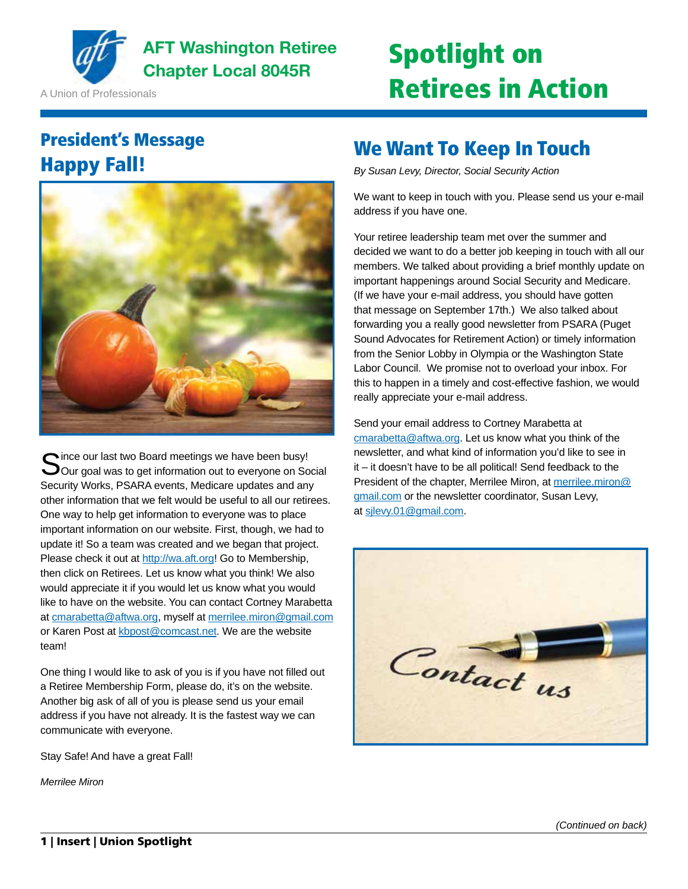# AFT Washington Retiree Chapter Local 8045R

A Union of Professionals

# Spotlight on Retirees in Action

## President's Message

## Happy Fall!

Since our last two Board meetings we have been busy! Our goal was to get information out to everyone on Social Security Works, PSARA events, Medicare updates and any other information that we felt would be useful to all our retirees. One way to help get information to everyone was to place important information on our website. First, though, we had to update it! So a team was created and we began that project. Please check it out at http://wa.aft.org! Go to Membership, then click on Retirees. Let us know what you think! We also would appreciate it if you would let us know what you would like to have on the website. You can contact Cortney Marabetta at cmarabetta@aftwa.org, myself at merrilee.miron@gmail.com or Karen Post at kbpost@comcast.net. We are the website team!

One thing I would like to ask of you is if you have not filled out a Retiree Membership Form, please do, it's on the website. Another big ask of all of you is please send us your email address if you have not already. It is the fastest way we can communicate with everyone.

Stay Safe! And have a great Fall!

*Merrilee Miron*

## We Want To Keep In Touch

*By Susan Levy, Director, Social Security Action*

We want to keep in touch with you. Please send us your e-mail address if you have one.

Your retiree leadership team met over the summer and decided we want to do a better job keeping in touch with all our members. We talked about providing a brief monthly update on important happenings around Social Security and Medicare. (If we have your e-mail address, you should have gotten that message on September 17th.) We also talked about forwarding you a really good newsletter from PSARA (Puget Sound Advocates for Retirement Action) or timely information from the Senior Lobby in Olympia or the Washington State Labor Council. We promise not to overload your inbox. For this to happen in a timely and cost-effective fashion, we would really appreciate your e-mail address.

Send your email address to Cortney Marabetta at cmarabetta@aftwa.org. Let us know what you think of the newsletter, and what kind of information you'd like to see in it – it doesn't have to be all political! Send feedback to the President of the chapter, Merrilee Miron, at merrilee.miron@gmail.com or the newsletter coordinator, Susan Levy, at sjlevy.01@gmail.com.

*(Continued on back)*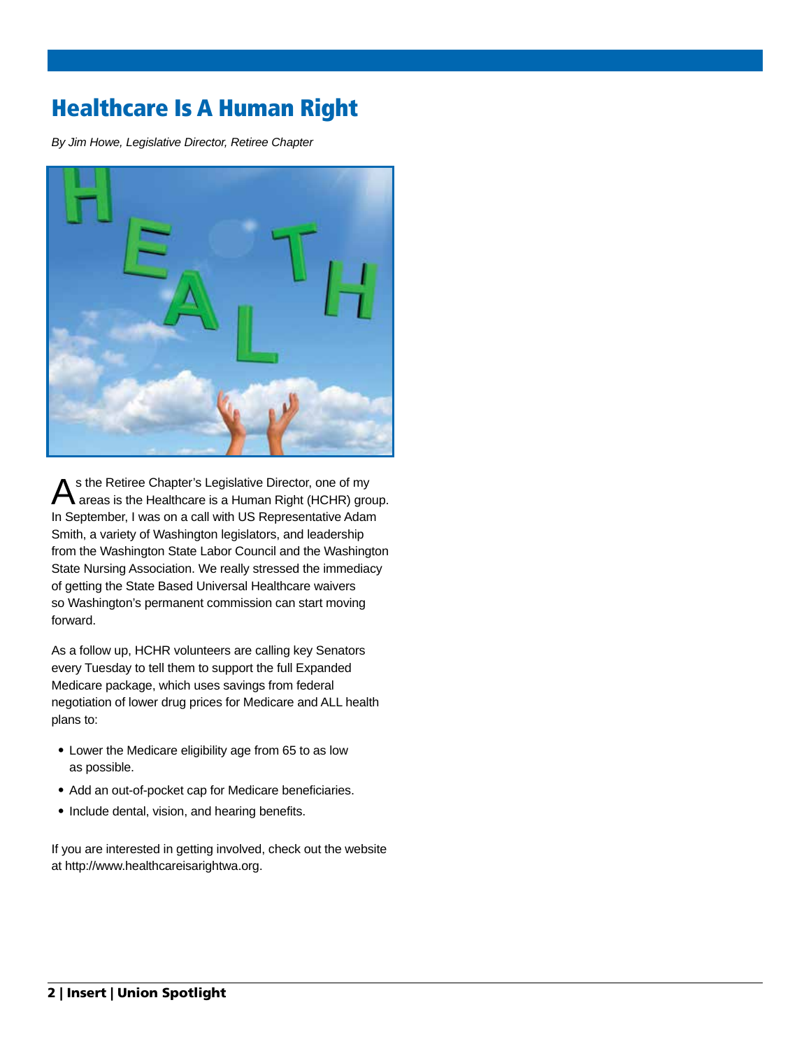# Healthcare Is A Human Right

*By Jim Howe, Legislative Director, Retiree Chapter*

As the Retiree Chapter's Legislative Director, one of my areas is the Healthcare is a Human Right (HCHR) group. In September, I was on a call with US Representative Adam Smith, a variety of Washington legislators, and leadership from the Washington State Labor Council and the Washington State Nursing Association. We really stressed the immediacy of getting the State Based Universal Healthcare waivers so Washington's permanent commission can start moving forward.

As a follow up, HCHR volunteers are calling key Senators every Tuesday to tell them to support the full Expanded Medicare package, which uses savings from federal negotiation of lower drug prices for Medicare and ALL health plans to:

- Lower the Medicare eligibility age from 65 to as low as possible.
- Add an out-of-pocket cap for Medicare beneficiaries.
- Include dental, vision, and hearing benefits.

If you are interested in getting involved, check out the website at http://www.healthcareisarightwa.org.